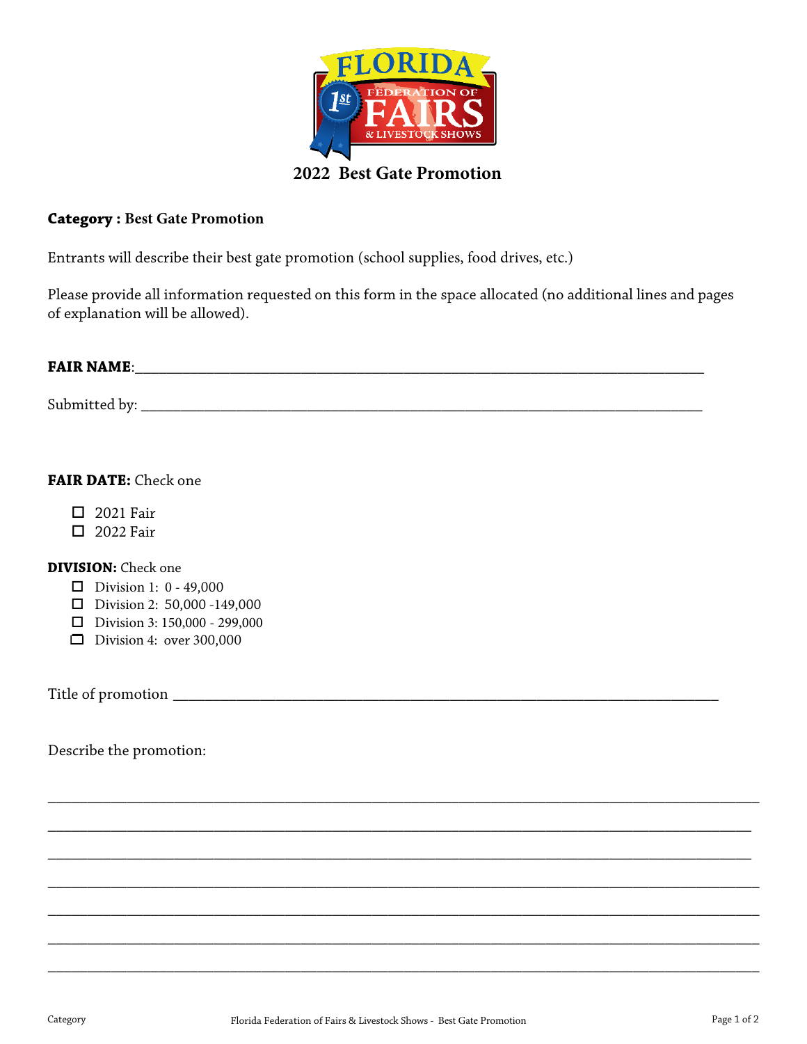# 2022 Best Gate Promotion

**Category : Best Gate Promotion**

Entrants will describe their best gate promotion (school supplies, food drives, etc.)

Please provide all information requested on this form in the space allocated (no additional lines and pages of explanation will be allowed).

**FAIR NAME**:______________________________________________________________________________

Submitted by: ____________________________________________________________________________

**FAIR DATE:** Check one

- ☐ 2021 Fair
- ☐ 2022 Fair

**DIVISION:** Check one

- ☐ Division 1: 0 - 49,000
- ☐ Division 2: 50,000 -149,000
- ☐ Division 3: 150,000 - 299,000
- ☐ Division 4: over 300,000

Title of promotion ___________________________________________________________________________

Describe the promotion:

_____________________________________________________________________________________________

_____________________________________________________________________________________________

_____________________________________________________________________________________________

_____________________________________________________________________________________________

_____________________________________________________________________________________________

_____________________________________________________________________________________________

_____________________________________________________________________________________________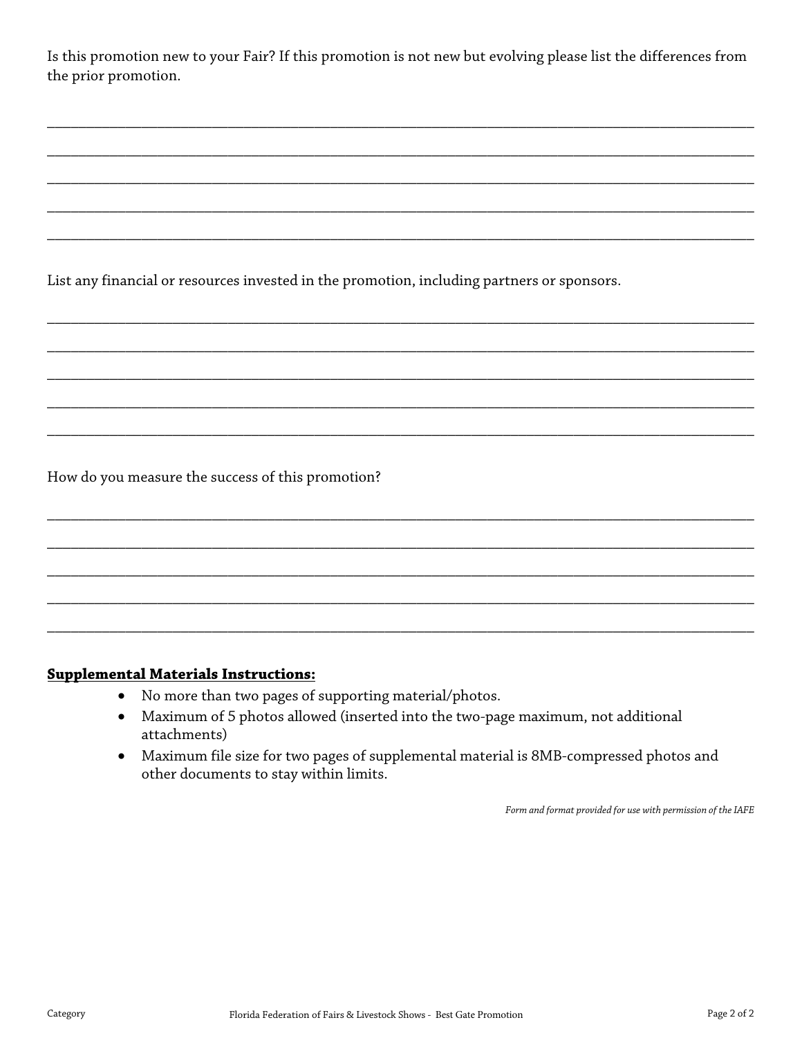Is this promotion new to your Fair? If this promotion is not new but evolving please list the differences from the prior promotion.

____________________________________________________________________________________________

____________________________________________________________________________________________

____________________________________________________________________________________________

____________________________________________________________________________________________

____________________________________________________________________________________________

List any financial or resources invested in the promotion, including partners or sponsors.

____________________________________________________________________________________________

____________________________________________________________________________________________

____________________________________________________________________________________________

____________________________________________________________________________________________

____________________________________________________________________________________________

How do you measure the success of this promotion?

____________________________________________________________________________________________

____________________________________________________________________________________________

____________________________________________________________________________________________

____________________________________________________________________________________________

____________________________________________________________________________________________

**Supplemental Materials Instructions:**

- No more than two pages of supporting material/photos.
- Maximum of 5 photos allowed (inserted into the two-page maximum, not additional attachments)
- Maximum file size for two pages of supplemental material is 8MB-compressed photos and other documents to stay within limits.

*Form and format provided for use with permission of the IAFE*